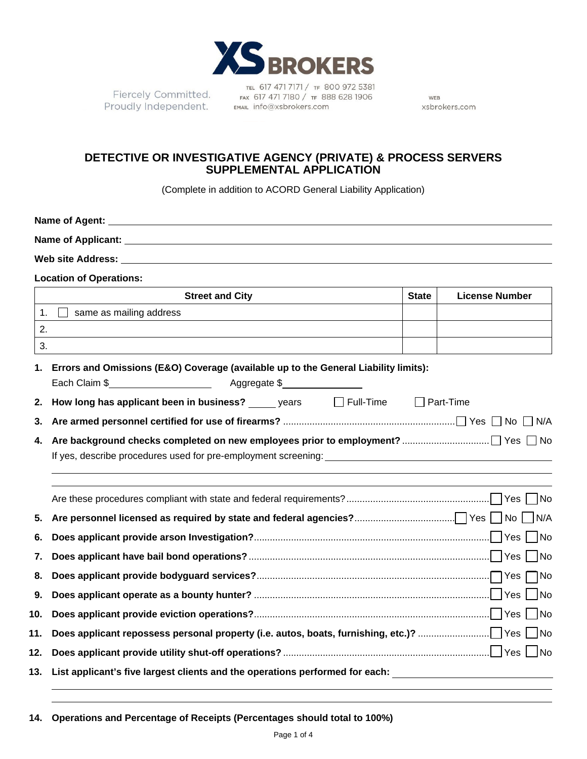XS BROKERS

Fiercely Committed.
Proudly Independent.

TEL 617 471 7171 / TF 800 972 5381
FAX 617 471 7180 / TF 888 628 1906
EMAIL info@xsbrokers.com

WEB xsbrokers.com

# DETECTIVE OR INVESTIGATIVE AGENCY (PRIVATE) & PROCESS SERVERS SUPPLEMENTAL APPLICATION

(Complete in addition to ACORD General Liability Application)

**Name of Agent:** ____________________

**Name of Applicant:** ____________________

**Web site Address:** ____________________

**Location of Operations:**

| Street and City | State | License Number |
|---|---|---|
| 1. ☐ same as mailing address | | |
| 2. | | |
| 3. | | |

1. **Errors and Omissions (E&O) Coverage (available up to the General Liability limits):**
   Each Claim $__________ Aggregate $__________
2. **How long has applicant been in business?** _____ years ☐ Full-Time ☐ Part-Time
3. **Are armed personnel certified for use of firearms?** ☐ Yes ☐ No ☐ N/A
4. **Are background checks completed on new employees prior to employment?** ☐ Yes ☐ No
   If yes, describe procedures used for pre-employment screening: ____________________

   Are these procedures compliant with state and federal requirements? ☐ Yes ☐ No
5. **Are personnel licensed as required by state and federal agencies?** ☐ Yes ☐ No ☐ N/A
6. **Does applicant provide arson Investigation?** ☐ Yes ☐ No
7. **Does applicant have bail bond operations?** ☐ Yes ☐ No
8. **Does applicant provide bodyguard services?** ☐ Yes ☐ No
9. **Does applicant operate as a bounty hunter?** ☐ Yes ☐ No
10. **Does applicant provide eviction operations?** ☐ Yes ☐ No
11. **Does applicant repossess personal property (i.e. autos, boats, furnishing, etc.)?** ☐ Yes ☐ No
12. **Does applicant provide utility shut-off operations?** ☐ Yes ☐ No
13. **List applicant's five largest clients and the operations performed for each:** ____________________
14. **Operations and Percentage of Receipts (Percentages should total to 100%)**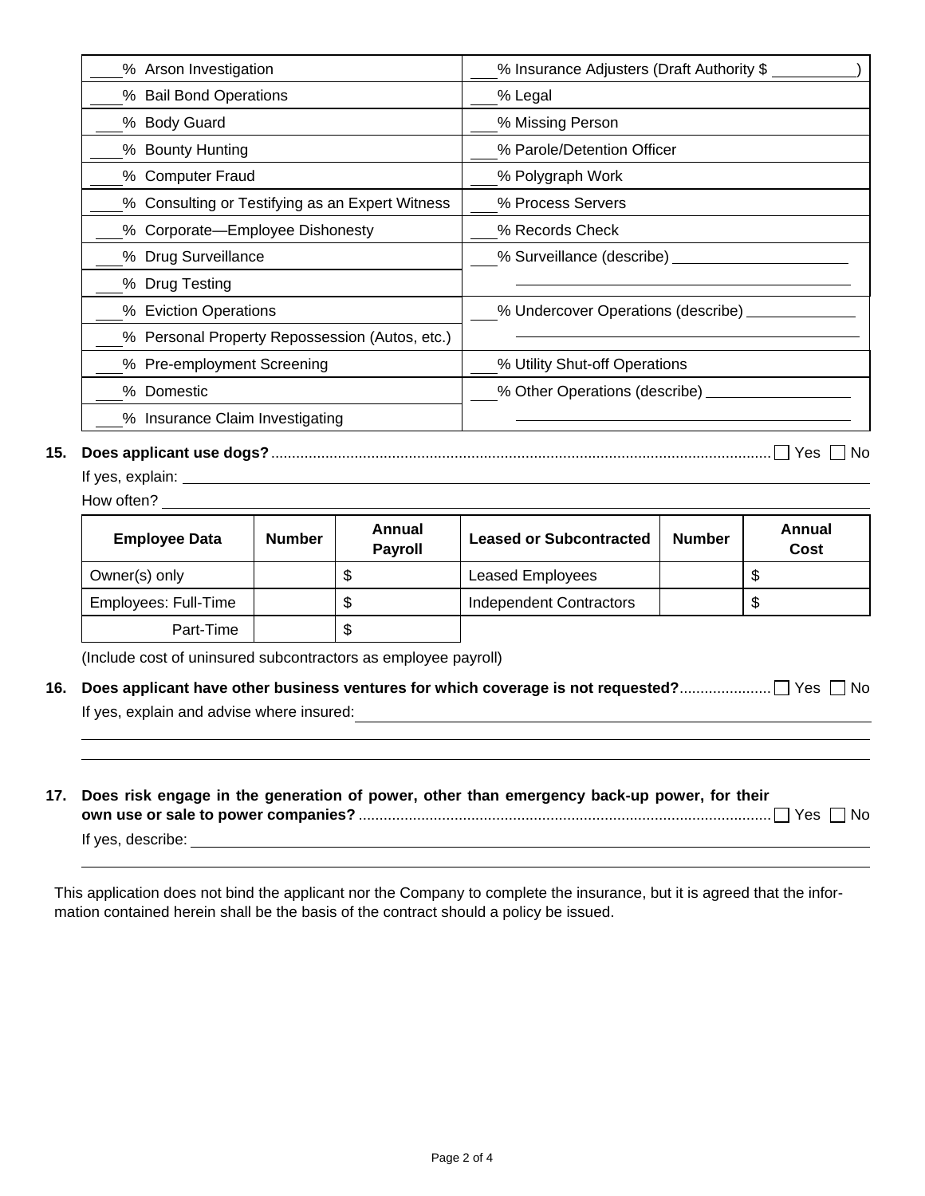| | |
|---|---|
| ___% Arson Investigation | ___% Insurance Adjusters (Draft Authority $ ________) |
| ___% Bail Bond Operations | ___% Legal |
| ___% Body Guard | ___% Missing Person |
| ___% Bounty Hunting | ___% Parole/Detention Officer |
| ___% Computer Fraud | ___% Polygraph Work |
| ___% Consulting or Testifying as an Expert Witness | ___% Process Servers |
| ___% Corporate—Employee Dishonesty | ___% Records Check |
| ___% Drug Surveillance | ___% Surveillance (describe) ________________ |
| ___% Drug Testing | ________________ |
| ___% Eviction Operations | ___% Undercover Operations (describe) ________________ |
| ___% Personal Property Repossession (Autos, etc.) | ________________ |
| ___% Pre-employment Screening | ___% Utility Shut-off Operations |
| ___% Domestic | ___% Other Operations (describe) ________________ |
| ___% Insurance Claim Investigating | ________________ |

**15. Does applicant use dogs?** .......... ☐ Yes ☐ No

If yes, explain: ________________

How often? ________________

| Employee Data | Number | Annual Payroll | Leased or Subcontracted | Number | Annual Cost |
|---|---|---|---|---|---|
| Owner(s) only | | $ | Leased Employees | | $ |
| Employees: Full-Time | | $ | Independent Contractors | | $ |
| Part-Time | | $ | | | |

(Include cost of uninsured subcontractors as employee payroll)

**16. Does applicant have other business ventures for which coverage is not requested?** .......... ☐ Yes ☐ No

If yes, explain and advise where insured: ________________

**17. Does risk engage in the generation of power, other than emergency back-up power, for their own use or sale to power companies?** .......... ☐ Yes ☐ No

If yes, describe: ________________

This application does not bind the applicant nor the Company to complete the insurance, but it is agreed that the information contained herein shall be the basis of the contract should a policy be issued.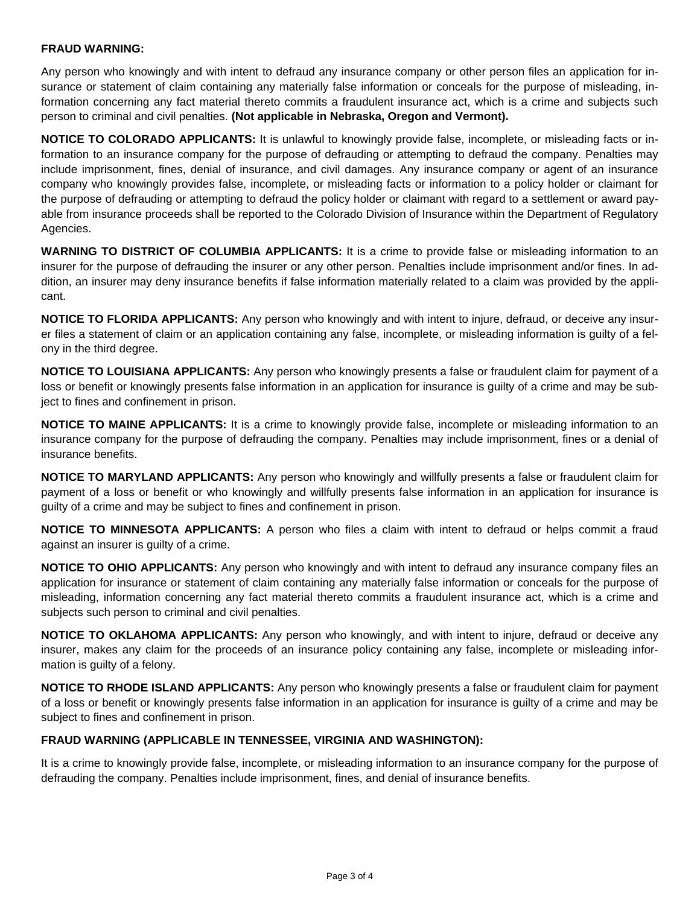**FRAUD WARNING:**

Any person who knowingly and with intent to defraud any insurance company or other person files an application for insurance or statement of claim containing any materially false information or conceals for the purpose of misleading, information concerning any fact material thereto commits a fraudulent insurance act, which is a crime and subjects such person to criminal and civil penalties. **(Not applicable in Nebraska, Oregon and Vermont).**

**NOTICE TO COLORADO APPLICANTS:** It is unlawful to knowingly provide false, incomplete, or misleading facts or information to an insurance company for the purpose of defrauding or attempting to defraud the company. Penalties may include imprisonment, fines, denial of insurance, and civil damages. Any insurance company or agent of an insurance company who knowingly provides false, incomplete, or misleading facts or information to a policy holder or claimant for the purpose of defrauding or attempting to defraud the policy holder or claimant with regard to a settlement or award payable from insurance proceeds shall be reported to the Colorado Division of Insurance within the Department of Regulatory Agencies.

**WARNING TO DISTRICT OF COLUMBIA APPLICANTS:** It is a crime to provide false or misleading information to an insurer for the purpose of defrauding the insurer or any other person. Penalties include imprisonment and/or fines. In addition, an insurer may deny insurance benefits if false information materially related to a claim was provided by the applicant.

**NOTICE TO FLORIDA APPLICANTS:** Any person who knowingly and with intent to injure, defraud, or deceive any insurer files a statement of claim or an application containing any false, incomplete, or misleading information is guilty of a felony in the third degree.

**NOTICE TO LOUISIANA APPLICANTS:** Any person who knowingly presents a false or fraudulent claim for payment of a loss or benefit or knowingly presents false information in an application for insurance is guilty of a crime and may be subject to fines and confinement in prison.

**NOTICE TO MAINE APPLICANTS:** It is a crime to knowingly provide false, incomplete or misleading information to an insurance company for the purpose of defrauding the company. Penalties may include imprisonment, fines or a denial of insurance benefits.

**NOTICE TO MARYLAND APPLICANTS:** Any person who knowingly and willfully presents a false or fraudulent claim for payment of a loss or benefit or who knowingly and willfully presents false information in an application for insurance is guilty of a crime and may be subject to fines and confinement in prison.

**NOTICE TO MINNESOTA APPLICANTS:** A person who files a claim with intent to defraud or helps commit a fraud against an insurer is guilty of a crime.

**NOTICE TO OHIO APPLICANTS:** Any person who knowingly and with intent to defraud any insurance company files an application for insurance or statement of claim containing any materially false information or conceals for the purpose of misleading, information concerning any fact material thereto commits a fraudulent insurance act, which is a crime and subjects such person to criminal and civil penalties.

**NOTICE TO OKLAHOMA APPLICANTS:** Any person who knowingly, and with intent to injure, defraud or deceive any insurer, makes any claim for the proceeds of an insurance policy containing any false, incomplete or misleading information is guilty of a felony.

**NOTICE TO RHODE ISLAND APPLICANTS:** Any person who knowingly presents a false or fraudulent claim for payment of a loss or benefit or knowingly presents false information in an application for insurance is guilty of a crime and may be subject to fines and confinement in prison.

**FRAUD WARNING (APPLICABLE IN TENNESSEE, VIRGINIA AND WASHINGTON):**

It is a crime to knowingly provide false, incomplete, or misleading information to an insurance company for the purpose of defrauding the company. Penalties include imprisonment, fines, and denial of insurance benefits.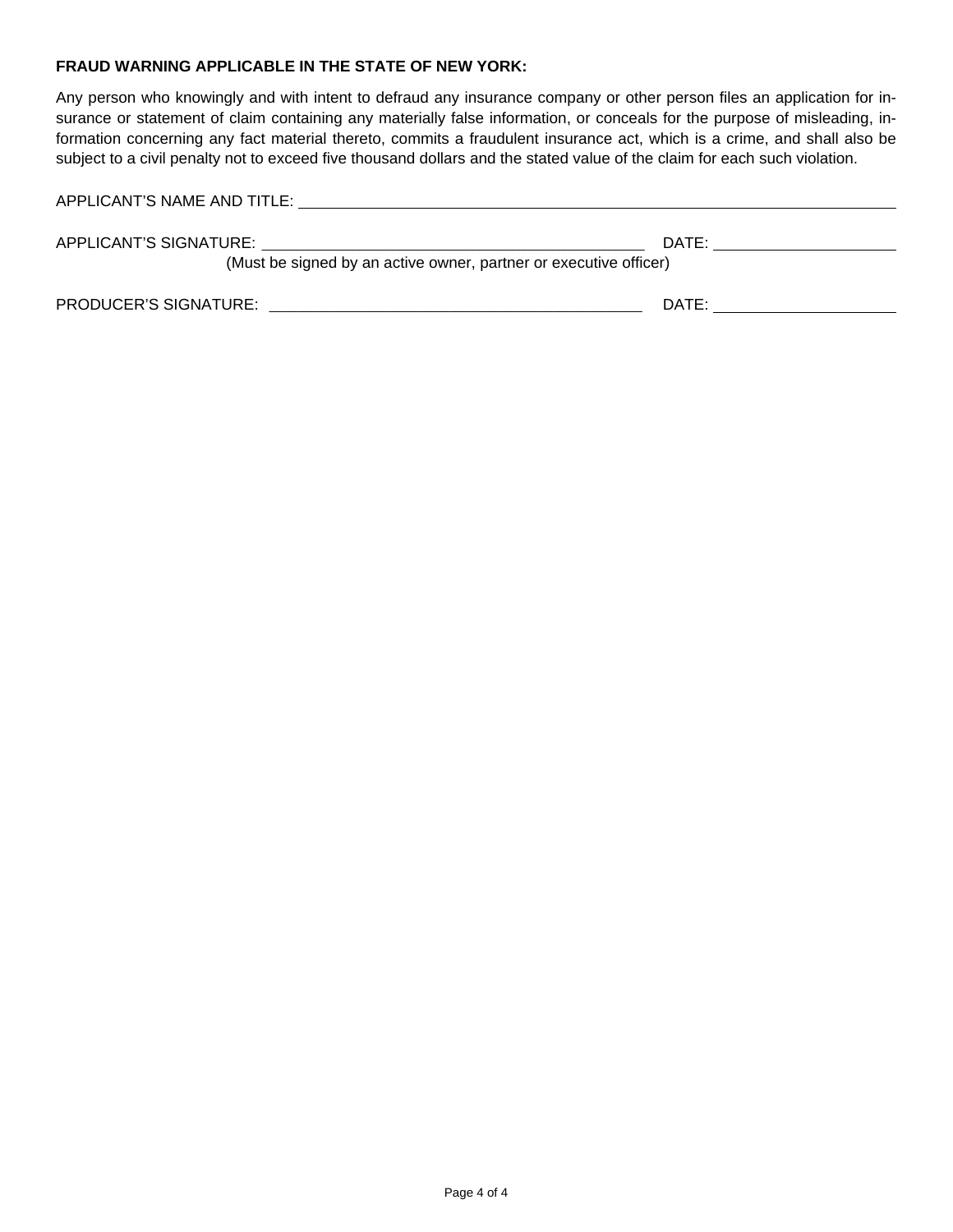**FRAUD WARNING APPLICABLE IN THE STATE OF NEW YORK:**

Any person who knowingly and with intent to defraud any insurance company or other person files an application for insurance or statement of claim containing any materially false information, or conceals for the purpose of misleading, information concerning any fact material thereto, commits a fraudulent insurance act, which is a crime, and shall also be subject to a civil penalty not to exceed five thousand dollars and the stated value of the claim for each such violation.

APPLICANT'S NAME AND TITLE: ______________________________________________

APPLICANT'S SIGNATURE: ______________________________ DATE: ______________

(Must be signed by an active owner, partner or executive officer)

PRODUCER'S SIGNATURE: ______________________________ DATE: ______________